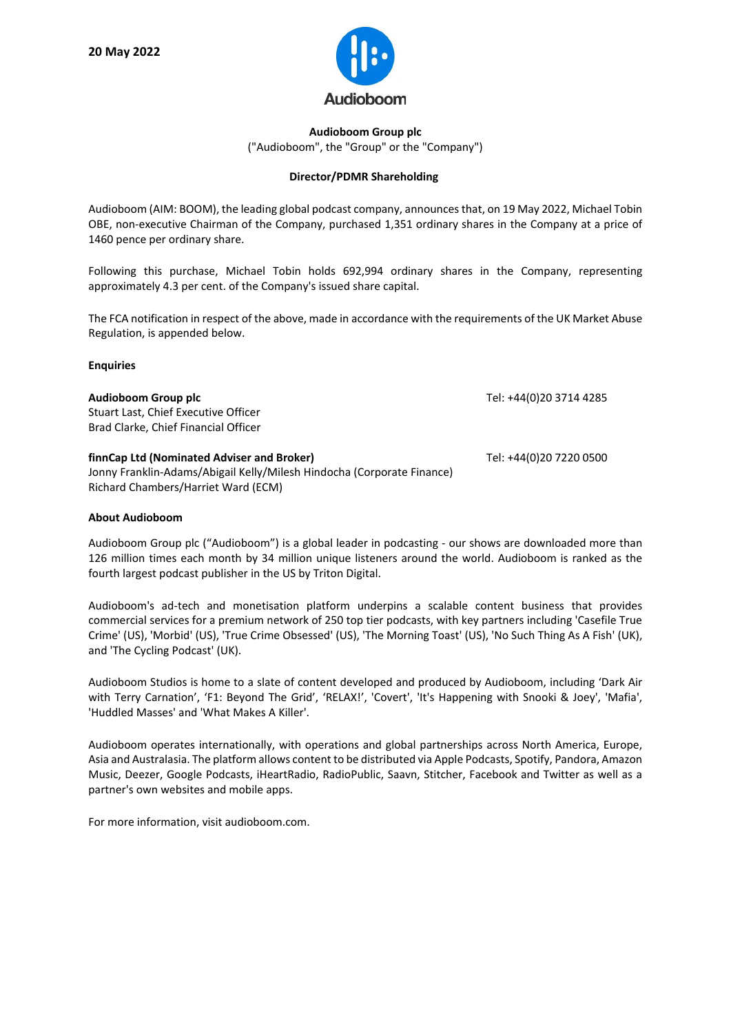**20 May 2022**

Audioboom

**Audioboom Group plc**
("Audioboom", the "Group" or the "Company")

**Director/PDMR Shareholding**

Audioboom (AIM: BOOM), the leading global podcast company, announces that, on 19 May 2022, Michael Tobin OBE, non-executive Chairman of the Company, purchased 1,351 ordinary shares in the Company at a price of 1460 pence per ordinary share.

Following this purchase, Michael Tobin holds 692,994 ordinary shares in the Company, representing approximately 4.3 per cent. of the Company's issued share capital.

The FCA notification in respect of the above, made in accordance with the requirements of the UK Market Abuse Regulation, is appended below.

**Enquiries**

**Audioboom Group plc** Tel: +44(0)20 3714 4285
Stuart Last, Chief Executive Officer
Brad Clarke, Chief Financial Officer

**finnCap Ltd (Nominated Adviser and Broker)** Tel: +44(0)20 7220 0500
Jonny Franklin-Adams/Abigail Kelly/Milesh Hindocha (Corporate Finance)
Richard Chambers/Harriet Ward (ECM)

**About Audioboom**

Audioboom Group plc ("Audioboom") is a global leader in podcasting - our shows are downloaded more than 126 million times each month by 34 million unique listeners around the world. Audioboom is ranked as the fourth largest podcast publisher in the US by Triton Digital.

Audioboom's ad-tech and monetisation platform underpins a scalable content business that provides commercial services for a premium network of 250 top tier podcasts, with key partners including 'Casefile True Crime' (US), 'Morbid' (US), 'True Crime Obsessed' (US), 'The Morning Toast' (US), 'No Such Thing As A Fish' (UK), and 'The Cycling Podcast' (UK).

Audioboom Studios is home to a slate of content developed and produced by Audioboom, including 'Dark Air with Terry Carnation', 'F1: Beyond The Grid', 'RELAX!', 'Covert', 'It's Happening with Snooki & Joey', 'Mafia', 'Huddled Masses' and 'What Makes A Killer'.

Audioboom operates internationally, with operations and global partnerships across North America, Europe, Asia and Australasia. The platform allows content to be distributed via Apple Podcasts, Spotify, Pandora, Amazon Music, Deezer, Google Podcasts, iHeartRadio, RadioPublic, Saavn, Stitcher, Facebook and Twitter as well as a partner's own websites and mobile apps.

For more information, visit audioboom.com.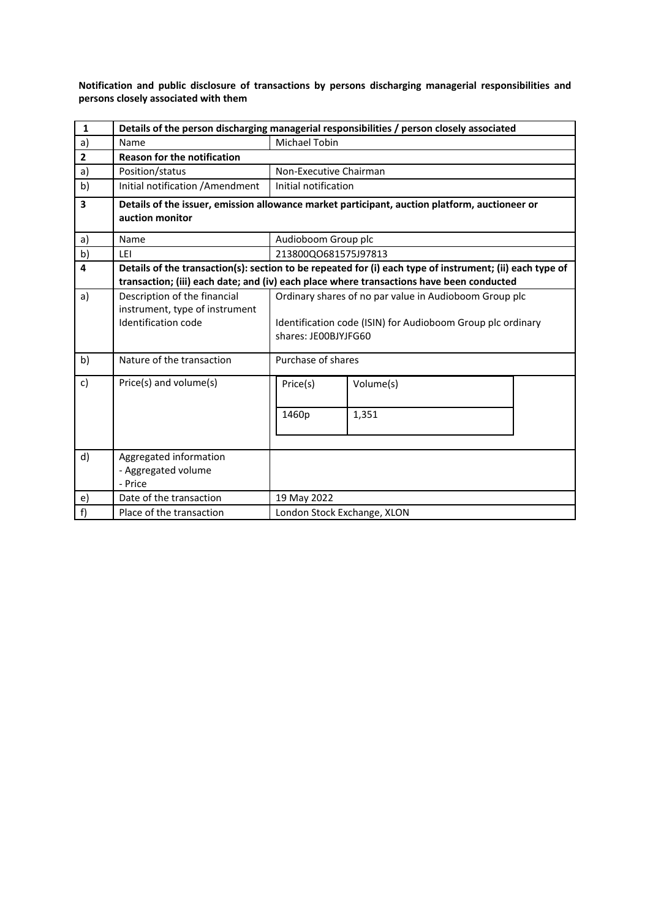**Notification and public disclosure of transactions by persons discharging managerial responsibilities and persons closely associated with them**

| | | |
|---|---|---|
| **1** | **Details of the person discharging managerial responsibilities / person closely associated** | |
| a) | Name | Michael Tobin |
| **2** | **Reason for the notification** | |
| a) | Position/status | Non-Executive Chairman |
| b) | Initial notification /Amendment | Initial notification |
| **3** | **Details of the issuer, emission allowance market participant, auction platform, auctioneer or auction monitor** | |
| a) | Name | Audioboom Group plc |
| b) | LEI | 213800QO681575J97813 |
| **4** | **Details of the transaction(s): section to be repeated for (i) each type of instrument; (ii) each type of transaction; (iii) each date; and (iv) each place where transactions have been conducted** | |
| a) | Description of the financial instrument, type of instrument Identification code | Ordinary shares of no par value in Audioboom Group plc<br><br>Identification code (ISIN) for Audioboom Group plc ordinary shares: JE00BJYJFG60 |
| b) | Nature of the transaction | Purchase of shares |
| c) | Price(s) and volume(s) | Price(s): 1460p<br>Volume(s): 1,351 |
| d) | Aggregated information<br>- Aggregated volume<br>- Price | |
| e) | Date of the transaction | 19 May 2022 |
| f) | Place of the transaction | London Stock Exchange, XLON |